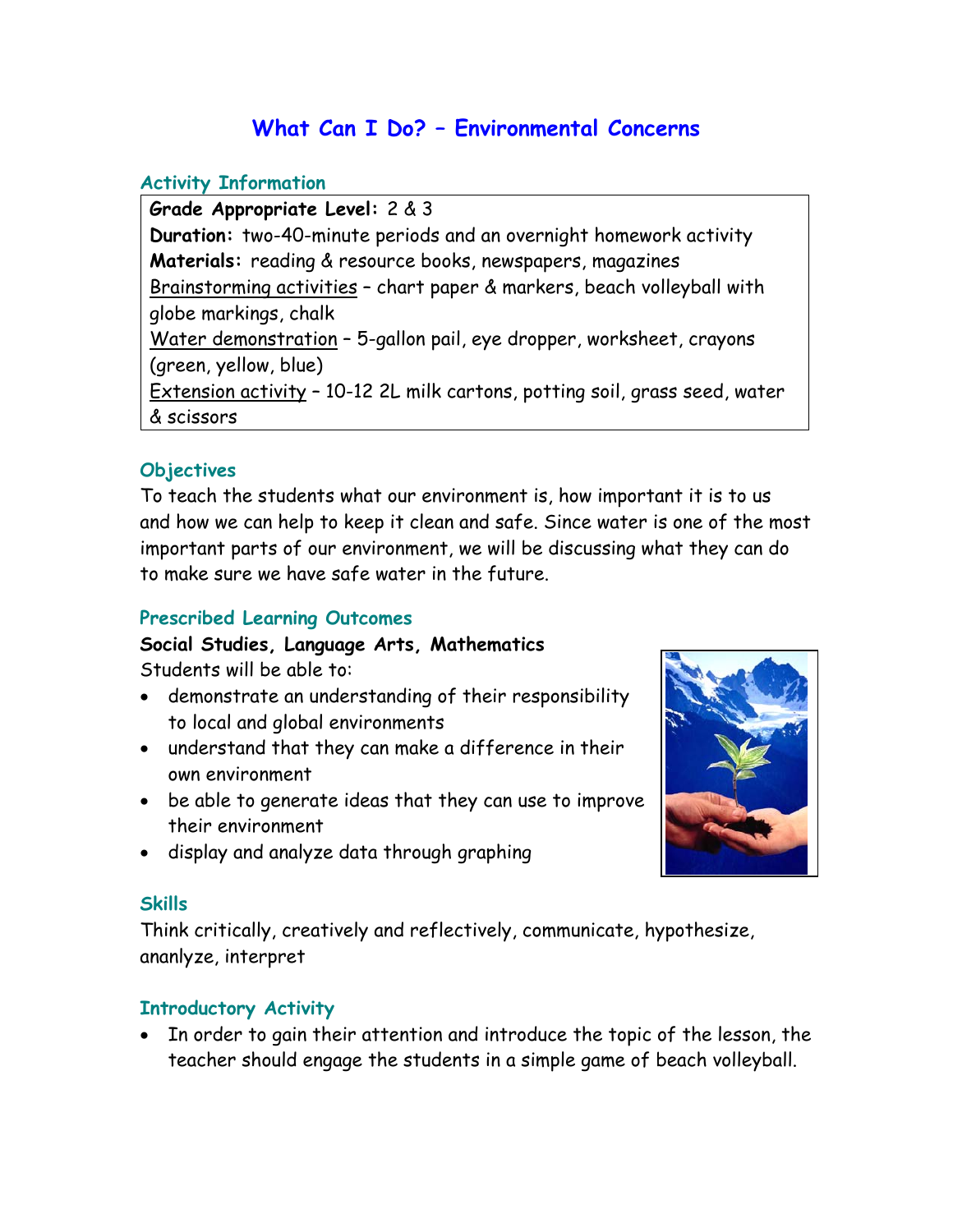# What Can I Do? – Environmental Concerns

## Activity Information

**Grade Appropriate Level:** 2 & 3
**Duration:** two-40-minute periods and an overnight homework activity
**Materials:** reading & resource books, newspapers, magazines
Brainstorming activities – chart paper & markers, beach volleyball with globe markings, chalk
Water demonstration – 5-gallon pail, eye dropper, worksheet, crayons (green, yellow, blue)
Extension activity – 10-12 2L milk cartons, potting soil, grass seed, water & scissors

## Objectives

To teach the students what our environment is, how important it is to us and how we can help to keep it clean and safe. Since water is one of the most important parts of our environment, we will be discussing what they can do to make sure we have safe water in the future.

## Prescribed Learning Outcomes

**Social Studies, Language Arts, Mathematics**

Students will be able to:

- demonstrate an understanding of their responsibility to local and global environments
- understand that they can make a difference in their own environment
- be able to generate ideas that they can use to improve their environment
- display and analyze data through graphing

## Skills

Think critically, creatively and reflectively, communicate, hypothesize, ananlyze, interpret

## Introductory Activity

- In order to gain their attention and introduce the topic of the lesson, the teacher should engage the students in a simple game of beach volleyball.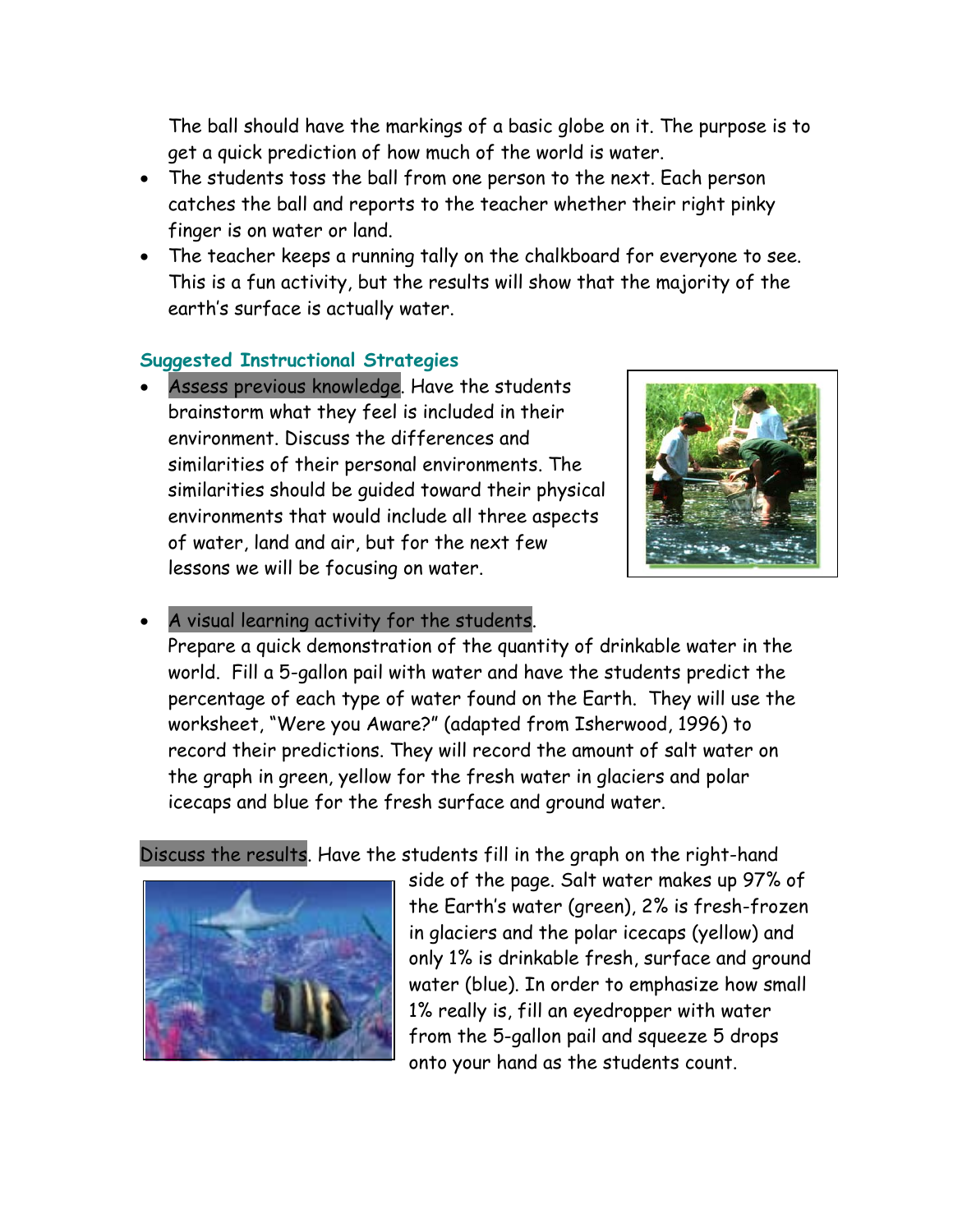The ball should have the markings of a basic globe on it. The purpose is to get a quick prediction of how much of the world is water.

- The students toss the ball from one person to the next. Each person catches the ball and reports to the teacher whether their right pinky finger is on water or land.
- The teacher keeps a running tally on the chalkboard for everyone to see. This is a fun activity, but the results will show that the majority of the earth's surface is actually water.

### Suggested Instructional Strategies

- Assess previous knowledge. Have the students brainstorm what they feel is included in their environment. Discuss the differences and similarities of their personal environments. The similarities should be guided toward their physical environments that would include all three aspects of water, land and air, but for the next few lessons we will be focusing on water.
- A visual learning activity for the students.
  Prepare a quick demonstration of the quantity of drinkable water in the world. Fill a 5-gallon pail with water and have the students predict the percentage of each type of water found on the Earth. They will use the worksheet, "Were you Aware?" (adapted from Isherwood, 1996) to record their predictions. They will record the amount of salt water on the graph in green, yellow for the fresh water in glaciers and polar icecaps and blue for the fresh surface and ground water.

Discuss the results. Have the students fill in the graph on the right-hand side of the page. Salt water makes up 97% of the Earth's water (green), 2% is fresh-frozen in glaciers and the polar icecaps (yellow) and only 1% is drinkable fresh, surface and ground water (blue). In order to emphasize how small 1% really is, fill an eyedropper with water from the 5-gallon pail and squeeze 5 drops onto your hand as the students count.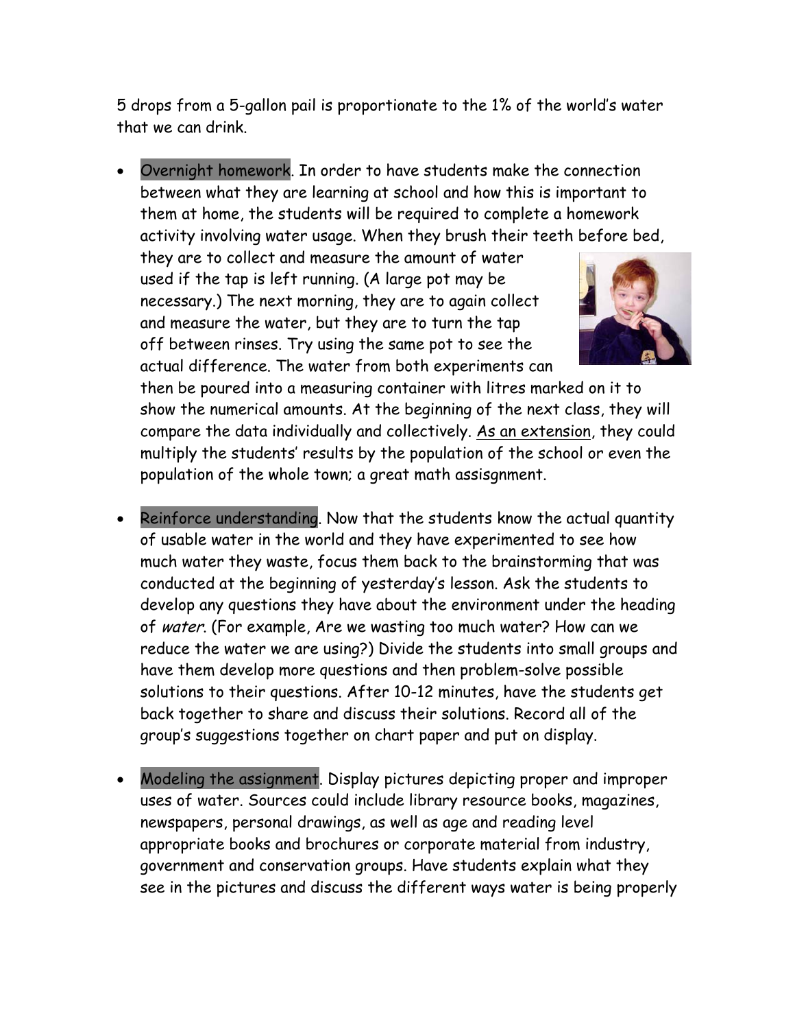5 drops from a 5-gallon pail is proportionate to the 1% of the world's water that we can drink.

- Overnight homework. In order to have students make the connection between what they are learning at school and how this is important to them at home, the students will be required to complete a homework activity involving water usage. When they brush their teeth before bed, they are to collect and measure the amount of water used if the tap is left running. (A large pot may be necessary.) The next morning, they are to again collect and measure the water, but they are to turn the tap off between rinses. Try using the same pot to see the actual difference. The water from both experiments can then be poured into a measuring container with litres marked on it to show the numerical amounts. At the beginning of the next class, they will compare the data individually and collectively. As an extension, they could multiply the students' results by the population of the school or even the population of the whole town; a great math assisgnment.

- Reinforce understanding. Now that the students know the actual quantity of usable water in the world and they have experimented to see how much water they waste, focus them back to the brainstorming that was conducted at the beginning of yesterday's lesson. Ask the students to develop any questions they have about the environment under the heading of *water*. (For example, Are we wasting too much water? How can we reduce the water we are using?) Divide the students into small groups and have them develop more questions and then problem-solve possible solutions to their questions. After 10-12 minutes, have the students get back together to share and discuss their solutions. Record all of the group's suggestions together on chart paper and put on display.

- Modeling the assignment. Display pictures depicting proper and improper uses of water. Sources could include library resource books, magazines, newspapers, personal drawings, as well as age and reading level appropriate books and brochures or corporate material from industry, government and conservation groups. Have students explain what they see in the pictures and discuss the different ways water is being properly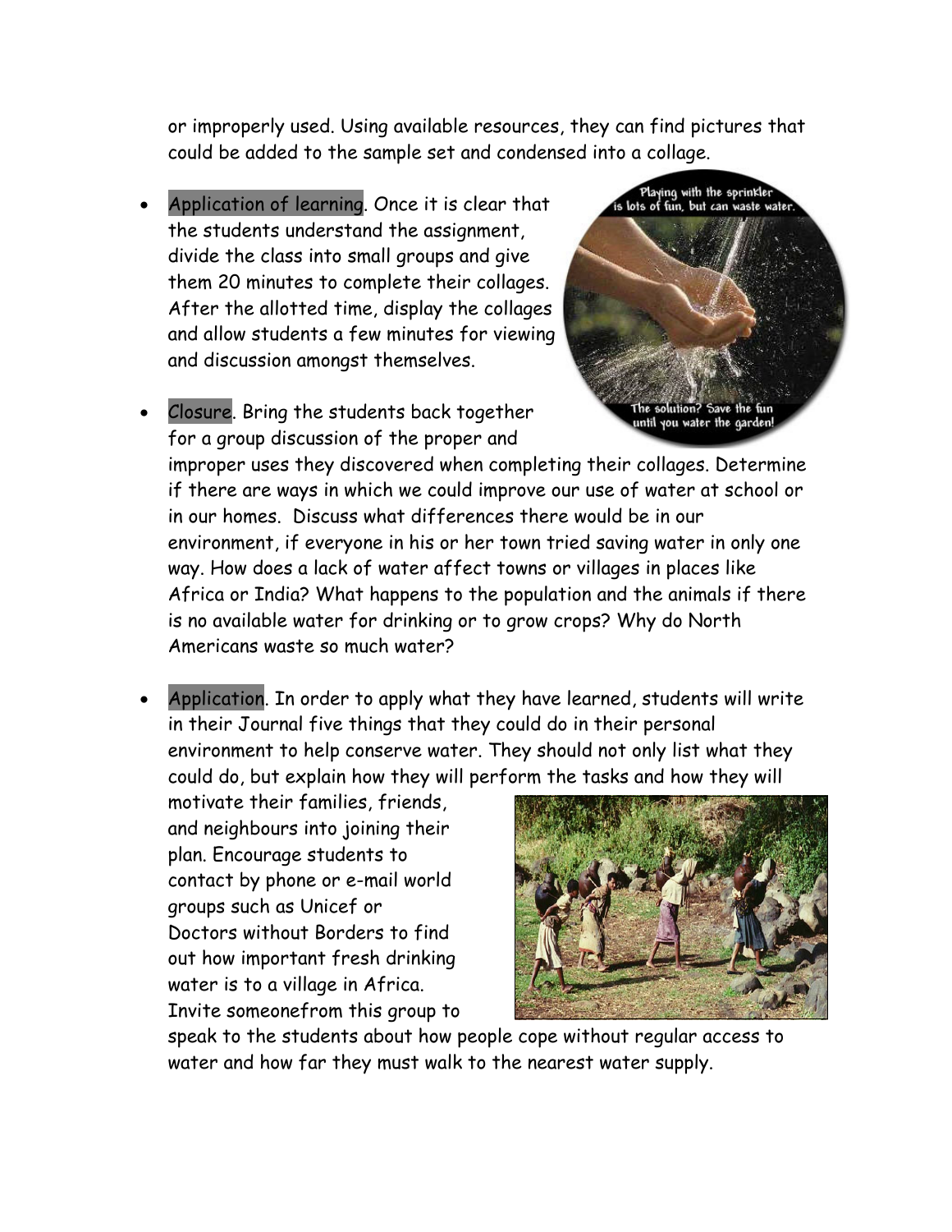or improperly used. Using available resources, they can find pictures that could be added to the sample set and condensed into a collage.

- Application of learning. Once it is clear that the students understand the assignment, divide the class into small groups and give them 20 minutes to complete their collages. After the allotted time, display the collages and allow students a few minutes for viewing and discussion amongst themselves.

- Closure. Bring the students back together for a group discussion of the proper and improper uses they discovered when completing their collages. Determine if there are ways in which we could improve our use of water at school or in our homes. Discuss what differences there would be in our environment, if everyone in his or her town tried saving water in only one way. How does a lack of water affect towns or villages in places like Africa or India? What happens to the population and the animals if there is no available water for drinking or to grow crops? Why do North Americans waste so much water?

- Application. In order to apply what they have learned, students will write in their Journal five things that they could do in their personal environment to help conserve water. They should not only list what they could do, but explain how they will perform the tasks and how they will motivate their families, friends, and neighbours into joining their plan. Encourage students to contact by phone or e-mail world groups such as Unicef or Doctors without Borders to find out how important fresh drinking water is to a village in Africa. Invite someonefrom this group to speak to the students about how people cope without regular access to water and how far they must walk to the nearest water supply.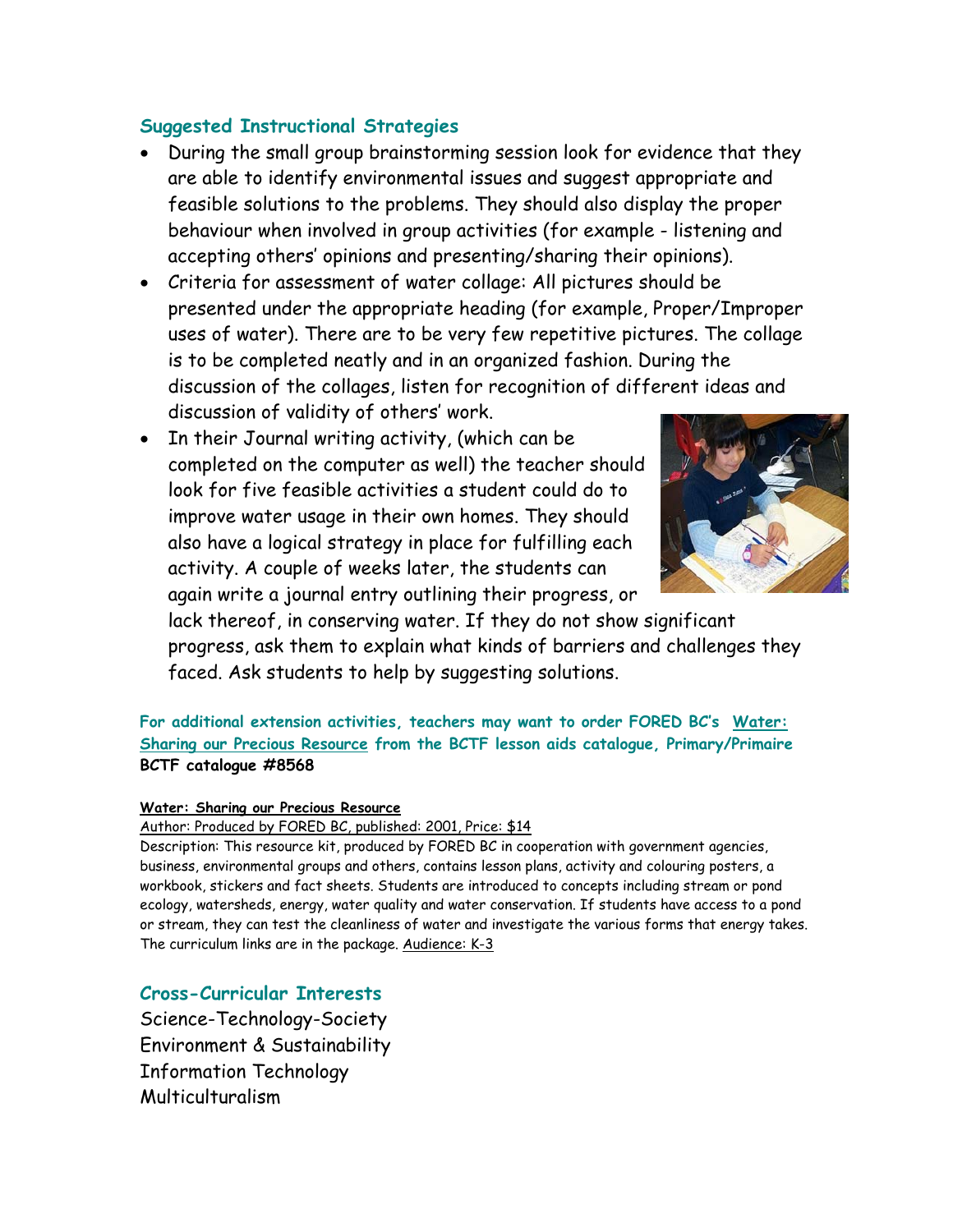### Suggested Instructional Strategies

- During the small group brainstorming session look for evidence that they are able to identify environmental issues and suggest appropriate and feasible solutions to the problems. They should also display the proper behaviour when involved in group activities (for example - listening and accepting others' opinions and presenting/sharing their opinions).
- Criteria for assessment of water collage: All pictures should be presented under the appropriate heading (for example, Proper/Improper uses of water). There are to be very few repetitive pictures. The collage is to be completed neatly and in an organized fashion. During the discussion of the collages, listen for recognition of different ideas and discussion of validity of others' work.
- In their Journal writing activity, (which can be completed on the computer as well) the teacher should look for five feasible activities a student could do to improve water usage in their own homes. They should also have a logical strategy in place for fulfilling each activity. A couple of weeks later, the students can again write a journal entry outlining their progress, or lack thereof, in conserving water. If they do not show significant progress, ask them to explain what kinds of barriers and challenges they faced. Ask students to help by suggesting solutions.

**For additional extension activities, teachers may want to order FORED BC's Water: Sharing our Precious Resource from the BCTF lesson aids catalogue, Primary/Primaire BCTF catalogue #8568**

**Water: Sharing our Precious Resource**
Author: Produced by FORED BC, published: 2001, Price: $14
Description: This resource kit, produced by FORED BC in cooperation with government agencies, business, environmental groups and others, contains lesson plans, activity and colouring posters, a workbook, stickers and fact sheets. Students are introduced to concepts including stream or pond ecology, watersheds, energy, water quality and water conservation. If students have access to a pond or stream, they can test the cleanliness of water and investigate the various forms that energy takes. The curriculum links are in the package. Audience: K-3

### Cross-Curricular Interests

Science-Technology-Society
Environment & Sustainability
Information Technology
Multiculturalism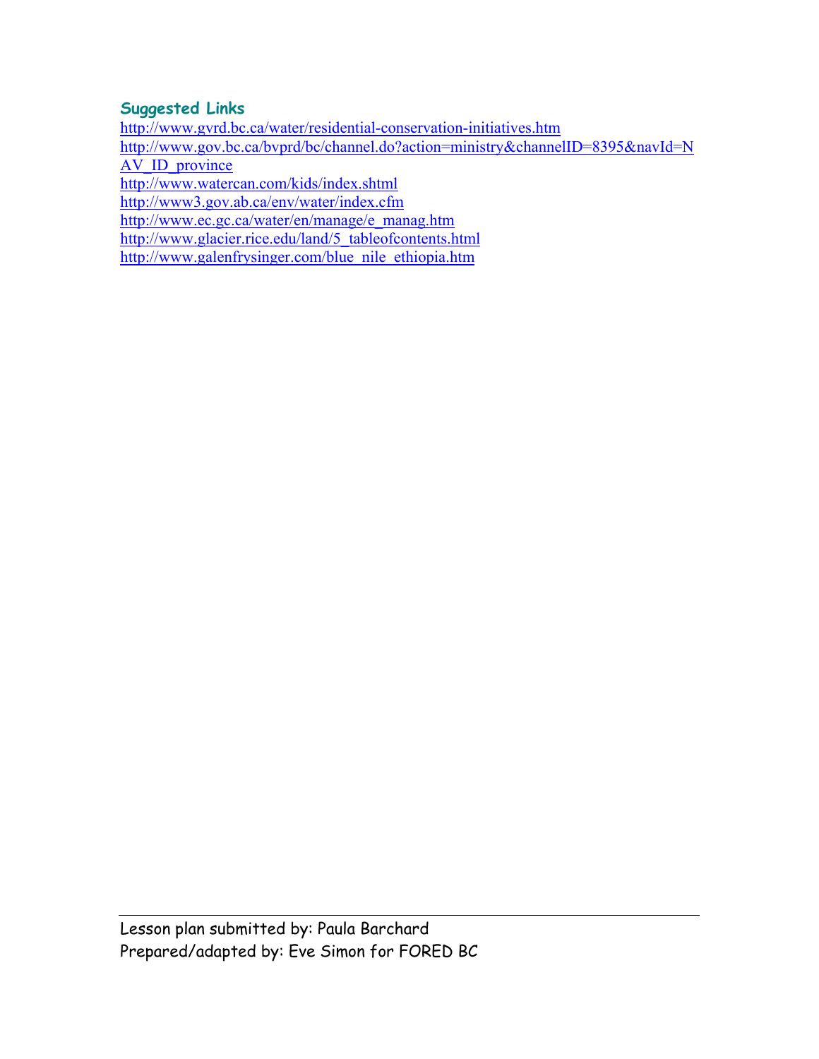### Suggested Links

http://www.gvrd.bc.ca/water/residential-conservation-initiatives.htm
http://www.gov.bc.ca/bvprd/bc/channel.do?action=ministry&channelID=8395&navId=NAV_ID_province
http://www.watercan.com/kids/index.shtml
http://www3.gov.ab.ca/env/water/index.cfm
http://www.ec.gc.ca/water/en/manage/e_manag.htm
http://www.glacier.rice.edu/land/5_tableofcontents.html
http://www.galenfrysinger.com/blue_nile_ethiopia.htm

---

Lesson plan submitted by: Paula Barchard
Prepared/adapted by: Eve Simon for FORED BC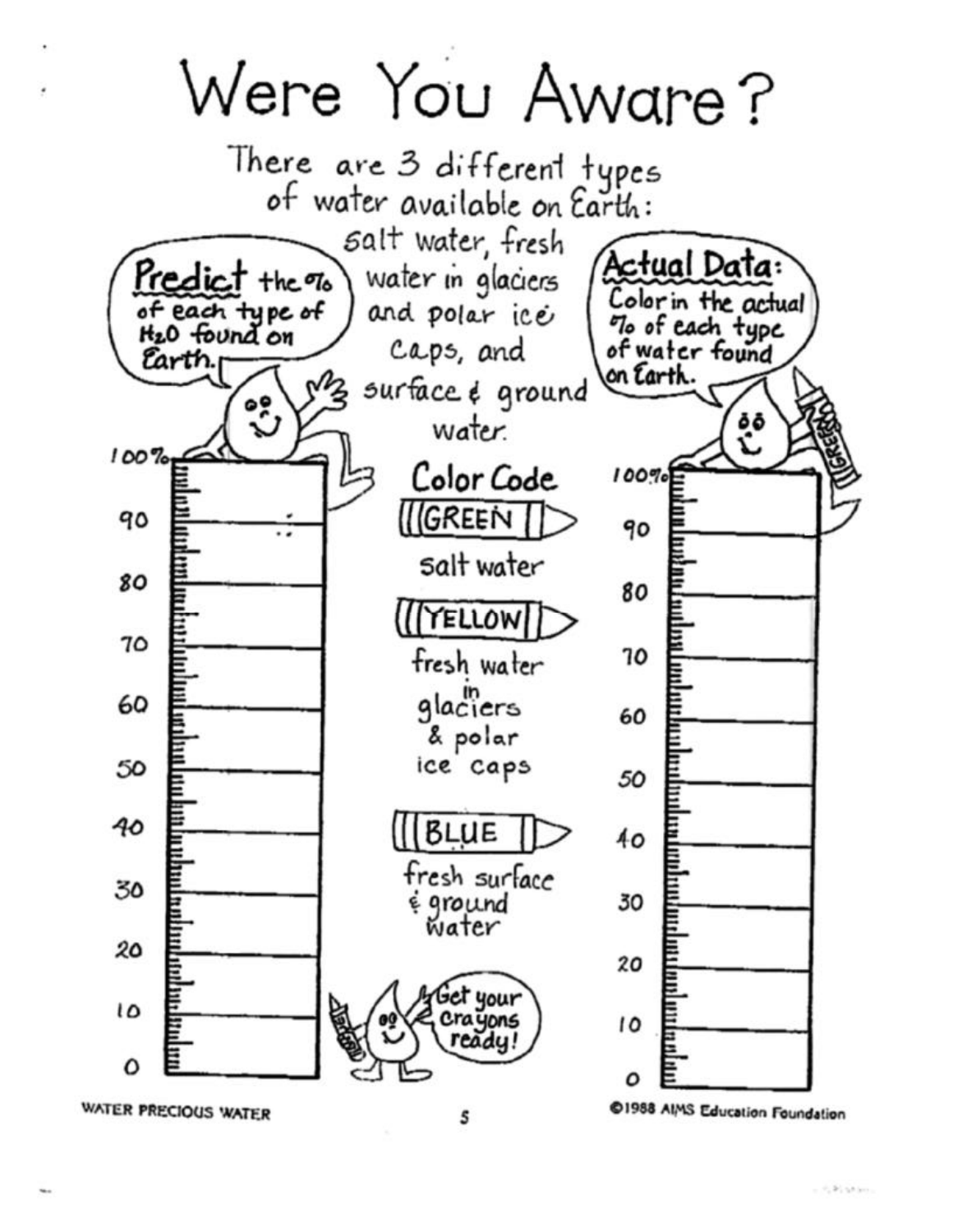# Were You Aware?

There are 3 different types of water available on Earth: salt water, fresh water in glaciers and polar ice caps, and surface & ground water.

**Predict** the % of each type of $H_2O$ found on Earth.

**Actual Data:** Color in the actual % of each type of water found on Earth.

## Color Code

- **GREEN** — salt water
- **YELLOW** — fresh water in glaciers & polar ice caps
- **BLUE** — fresh surface & ground water

Get your crayons ready!

| Predict | Actual Data |
|---|---|
| 100% | 100% |
| 90 | 90 |
| 80 | 80 |
| 70 | 70 |
| 60 | 60 |
| 50 | 50 |
| 40 | 40 |
| 30 | 30 |
| 20 | 20 |
| 10 | 10 |
| 0 | 0 |

WATER PRECIOUS WATER

©1988 AIMS Education Foundation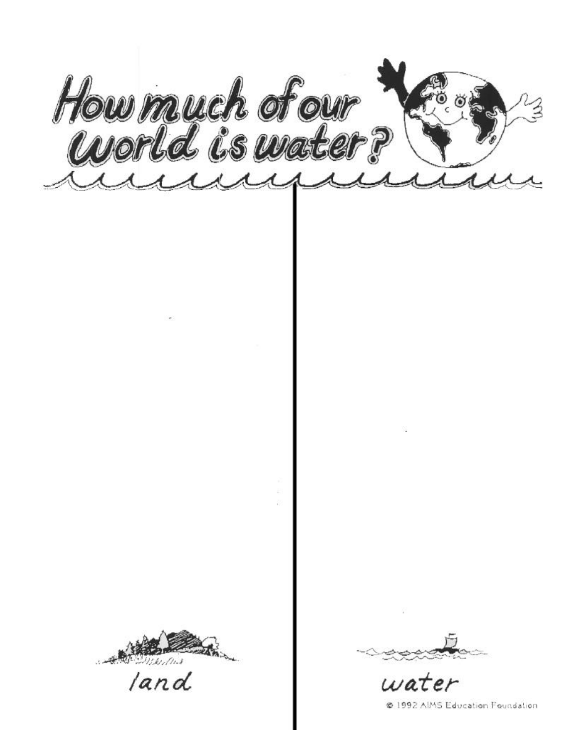# How much of our World is water?

land

water

© 1992 AIMS Education Foundation